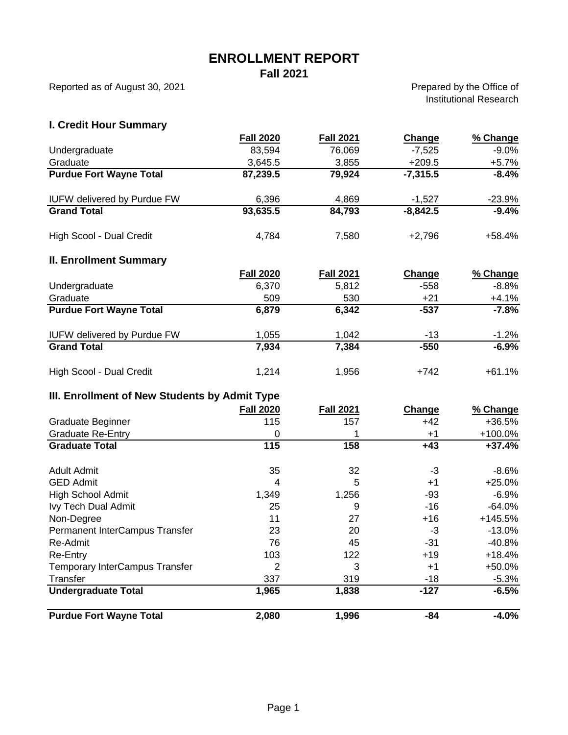# ENROLLMENT REPORT
## Fall 2021

Reported as of August 30, 2021

Prepared by the Office of Institutional Research

### I. Credit Hour Summary

| | Fall 2020 | Fall 2021 | Change | % Change |
|---|---|---|---|---|
| Undergraduate | 83,594 | 76,069 | -7,525 | -9.0% |
| Graduate | 3,645.5 | 3,855 | +209.5 | +5.7% |
| **Purdue Fort Wayne Total** | **87,239.5** | **79,924** | **-7,315.5** | **-8.4%** |
| IUFW delivered by Purdue FW | 6,396 | 4,869 | -1,527 | -23.9% |
| **Grand Total** | **93,635.5** | **84,793** | **-8,842.5** | **-9.4%** |
| High Scool - Dual Credit | 4,784 | 7,580 | +2,796 | +58.4% |

### II. Enrollment Summary

| | Fall 2020 | Fall 2021 | Change | % Change |
|---|---|---|---|---|
| Undergraduate | 6,370 | 5,812 | -558 | -8.8% |
| Graduate | 509 | 530 | +21 | +4.1% |
| **Purdue Fort Wayne Total** | **6,879** | **6,342** | **-537** | **-7.8%** |
| IUFW delivered by Purdue FW | 1,055 | 1,042 | -13 | -1.2% |
| **Grand Total** | **7,934** | **7,384** | **-550** | **-6.9%** |
| High Scool - Dual Credit | 1,214 | 1,956 | +742 | +61.1% |

### III. Enrollment of New Students by Admit Type

| | Fall 2020 | Fall 2021 | Change | % Change |
|---|---|---|---|---|
| Graduate Beginner | 115 | 157 | +42 | +36.5% |
| Graduate Re-Entry | 0 | 1 | +1 | +100.0% |
| **Graduate Total** | **115** | **158** | **+43** | **+37.4%** |
| Adult Admit | 35 | 32 | -3 | -8.6% |
| GED Admit | 4 | 5 | +1 | +25.0% |
| High School Admit | 1,349 | 1,256 | -93 | -6.9% |
| Ivy Tech Dual Admit | 25 | 9 | -16 | -64.0% |
| Non-Degree | 11 | 27 | +16 | +145.5% |
| Permanent InterCampus Transfer | 23 | 20 | -3 | -13.0% |
| Re-Admit | 76 | 45 | -31 | -40.8% |
| Re-Entry | 103 | 122 | +19 | +18.4% |
| Temporary InterCampus Transfer | 2 | 3 | +1 | +50.0% |
| Transfer | 337 | 319 | -18 | -5.3% |
| **Undergraduate Total** | **1,965** | **1,838** | **-127** | **-6.5%** |
| **Purdue Fort Wayne Total** | **2,080** | **1,996** | **-84** | **-4.0%** |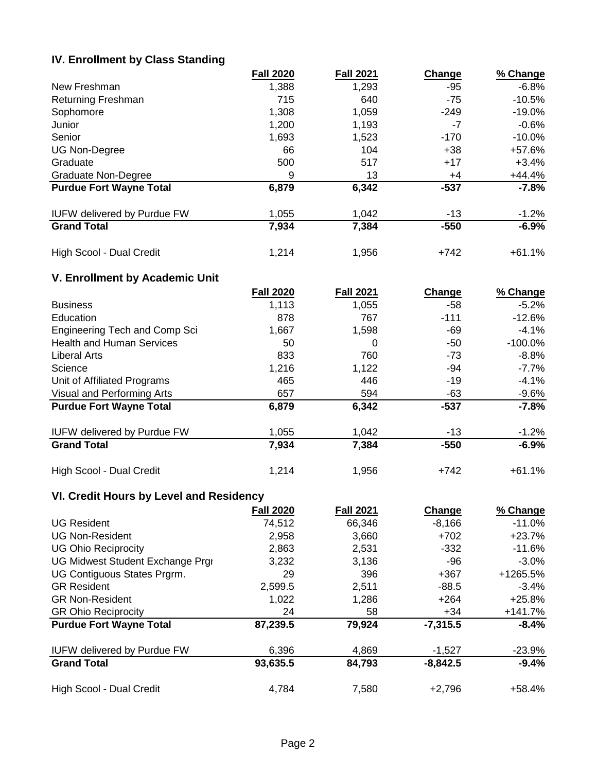## IV. Enrollment by Class Standing

| | Fall 2020 | Fall 2021 | Change | % Change |
|---|---|---|---|---|
| New Freshman | 1,388 | 1,293 | -95 | -6.8% |
| Returning Freshman | 715 | 640 | -75 | -10.5% |
| Sophomore | 1,308 | 1,059 | -249 | -19.0% |
| Junior | 1,200 | 1,193 | -7 | -0.6% |
| Senior | 1,693 | 1,523 | -170 | -10.0% |
| UG Non-Degree | 66 | 104 | +38 | +57.6% |
| Graduate | 500 | 517 | +17 | +3.4% |
| Graduate Non-Degree | 9 | 13 | +4 | +44.4% |
| **Purdue Fort Wayne Total** | **6,879** | **6,342** | **-537** | **-7.8%** |
| | | | | |
| IUFW delivered by Purdue FW | 1,055 | 1,042 | -13 | -1.2% |
| **Grand Total** | **7,934** | **7,384** | **-550** | **-6.9%** |
| | | | | |
| High Scool - Dual Credit | 1,214 | 1,956 | +742 | +61.1% |

## V. Enrollment by Academic Unit

| | Fall 2020 | Fall 2021 | Change | % Change |
|---|---|---|---|---|
| Business | 1,113 | 1,055 | -58 | -5.2% |
| Education | 878 | 767 | -111 | -12.6% |
| Engineering Tech and Comp Sci | 1,667 | 1,598 | -69 | -4.1% |
| Health and Human Services | 50 | 0 | -50 | -100.0% |
| Liberal Arts | 833 | 760 | -73 | -8.8% |
| Science | 1,216 | 1,122 | -94 | -7.7% |
| Unit of Affiliated Programs | 465 | 446 | -19 | -4.1% |
| Visual and Performing Arts | 657 | 594 | -63 | -9.6% |
| **Purdue Fort Wayne Total** | **6,879** | **6,342** | **-537** | **-7.8%** |
| | | | | |
| IUFW delivered by Purdue FW | 1,055 | 1,042 | -13 | -1.2% |
| **Grand Total** | **7,934** | **7,384** | **-550** | **-6.9%** |
| | | | | |
| High Scool - Dual Credit | 1,214 | 1,956 | +742 | +61.1% |

## VI. Credit Hours by Level and Residency

| | Fall 2020 | Fall 2021 | Change | % Change |
|---|---|---|---|---|
| UG Resident | 74,512 | 66,346 | -8,166 | -11.0% |
| UG Non-Resident | 2,958 | 3,660 | +702 | +23.7% |
| UG Ohio Reciprocity | 2,863 | 2,531 | -332 | -11.6% |
| UG Midwest Student Exchange Prgr | 3,232 | 3,136 | -96 | -3.0% |
| UG Contiguous States Prgrm. | 29 | 396 | +367 | +1265.5% |
| GR Resident | 2,599.5 | 2,511 | -88.5 | -3.4% |
| GR Non-Resident | 1,022 | 1,286 | +264 | +25.8% |
| GR Ohio Reciprocity | 24 | 58 | +34 | +141.7% |
| **Purdue Fort Wayne Total** | **87,239.5** | **79,924** | **-7,315.5** | **-8.4%** |
| | | | | |
| IUFW delivered by Purdue FW | 6,396 | 4,869 | -1,527 | -23.9% |
| **Grand Total** | **93,635.5** | **84,793** | **-8,842.5** | **-9.4%** |
| | | | | |
| High Scool - Dual Credit | 4,784 | 7,580 | +2,796 | +58.4% |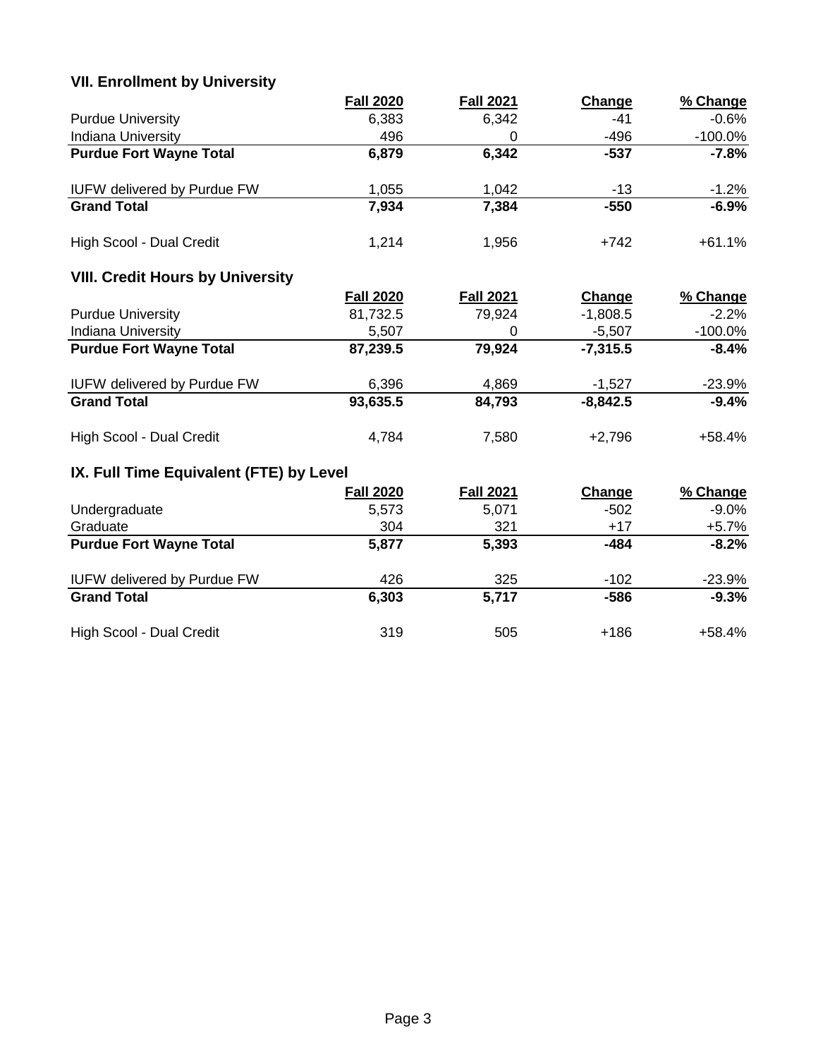## VII. Enrollment by University

| | Fall 2020 | Fall 2021 | Change | % Change |
|---|---|---|---|---|
| Purdue University | 6,383 | 6,342 | -41 | -0.6% |
| Indiana University | 496 | 0 | -496 | -100.0% |
| **Purdue Fort Wayne Total** | **6,879** | **6,342** | **-537** | **-7.8%** |
| | | | | |
| IUFW delivered by Purdue FW | 1,055 | 1,042 | -13 | -1.2% |
| **Grand Total** | **7,934** | **7,384** | **-550** | **-6.9%** |
| | | | | |
| High Scool - Dual Credit | 1,214 | 1,956 | +742 | +61.1% |

## VIII. Credit Hours by University

| | Fall 2020 | Fall 2021 | Change | % Change |
|---|---|---|---|---|
| Purdue University | 81,732.5 | 79,924 | -1,808.5 | -2.2% |
| Indiana University | 5,507 | 0 | -5,507 | -100.0% |
| **Purdue Fort Wayne Total** | **87,239.5** | **79,924** | **-7,315.5** | **-8.4%** |
| | | | | |
| IUFW delivered by Purdue FW | 6,396 | 4,869 | -1,527 | -23.9% |
| **Grand Total** | **93,635.5** | **84,793** | **-8,842.5** | **-9.4%** |
| | | | | |
| High Scool - Dual Credit | 4,784 | 7,580 | +2,796 | +58.4% |

## IX. Full Time Equivalent (FTE) by Level

| | Fall 2020 | Fall 2021 | Change | % Change |
|---|---|---|---|---|
| Undergraduate | 5,573 | 5,071 | -502 | -9.0% |
| Graduate | 304 | 321 | +17 | +5.7% |
| **Purdue Fort Wayne Total** | **5,877** | **5,393** | **-484** | **-8.2%** |
| | | | | |
| IUFW delivered by Purdue FW | 426 | 325 | -102 | -23.9% |
| **Grand Total** | **6,303** | **5,717** | **-586** | **-9.3%** |
| | | | | |
| High Scool - Dual Credit | 319 | 505 | +186 | +58.4% |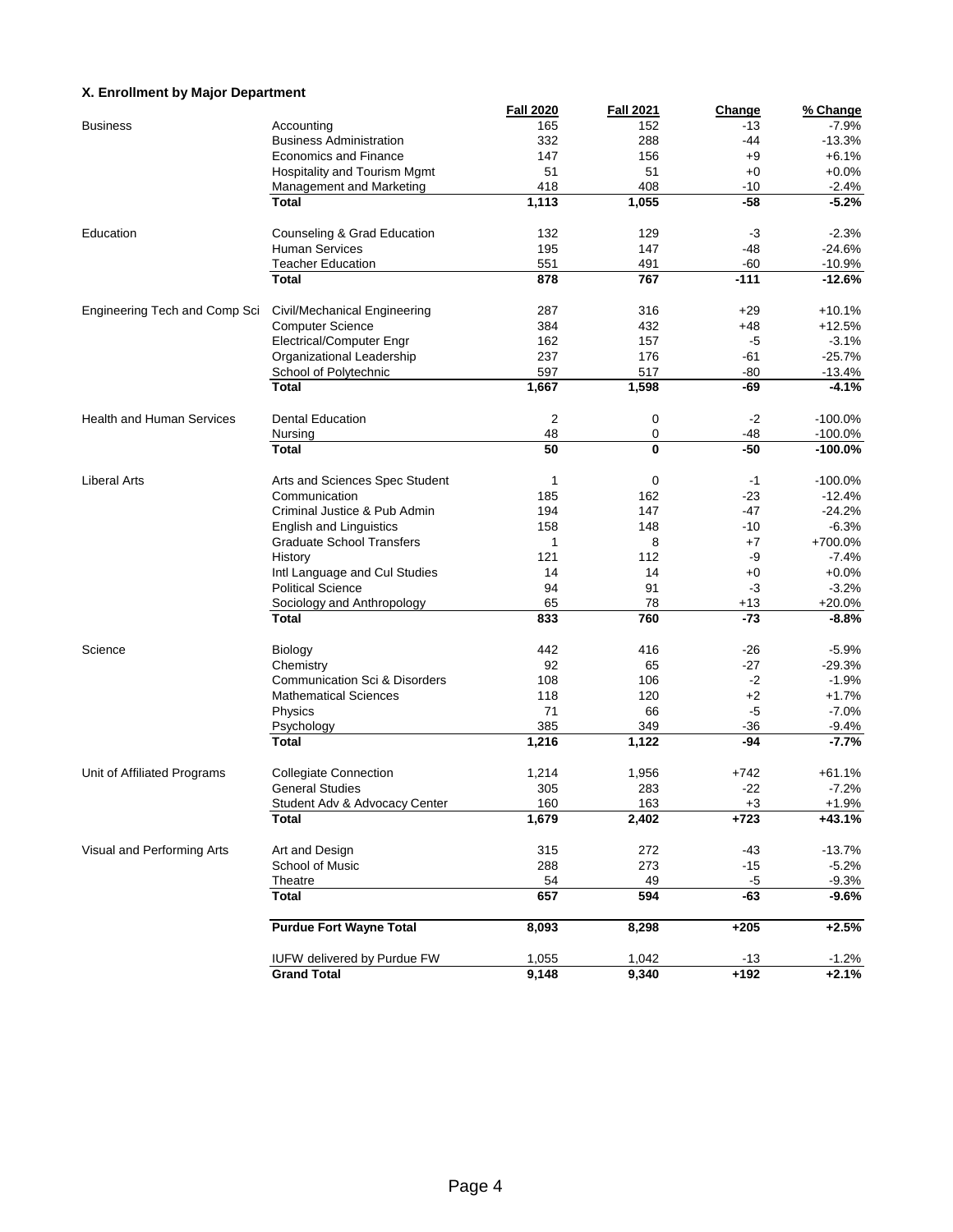### X. Enrollment by Major Department

| | | Fall 2020 | Fall 2021 | Change | % Change |
|---|---|---|---|---|---|
| Business | Accounting | 165 | 152 | -13 | -7.9% |
| | Business Administration | 332 | 288 | -44 | -13.3% |
| | Economics and Finance | 147 | 156 | +9 | +6.1% |
| | Hospitality and Tourism Mgmt | 51 | 51 | +0 | +0.0% |
| | Management and Marketing | 418 | 408 | -10 | -2.4% |
| | **Total** | **1,113** | **1,055** | **-58** | **-5.2%** |
| Education | Counseling & Grad Education | 132 | 129 | -3 | -2.3% |
| | Human Services | 195 | 147 | -48 | -24.6% |
| | Teacher Education | 551 | 491 | -60 | -10.9% |
| | **Total** | **878** | **767** | **-111** | **-12.6%** |
| Engineering Tech and Comp Sci | Civil/Mechanical Engineering | 287 | 316 | +29 | +10.1% |
| | Computer Science | 384 | 432 | +48 | +12.5% |
| | Electrical/Computer Engr | 162 | 157 | -5 | -3.1% |
| | Organizational Leadership | 237 | 176 | -61 | -25.7% |
| | School of Polytechnic | 597 | 517 | -80 | -13.4% |
| | **Total** | **1,667** | **1,598** | **-69** | **-4.1%** |
| Health and Human Services | Dental Education | 2 | 0 | -2 | -100.0% |
| | Nursing | 48 | 0 | -48 | -100.0% |
| | **Total** | **50** | **0** | **-50** | **-100.0%** |
| Liberal Arts | Arts and Sciences Spec Student | 1 | 0 | -1 | -100.0% |
| | Communication | 185 | 162 | -23 | -12.4% |
| | Criminal Justice & Pub Admin | 194 | 147 | -47 | -24.2% |
| | English and Linguistics | 158 | 148 | -10 | -6.3% |
| | Graduate School Transfers | 1 | 8 | +7 | +700.0% |
| | History | 121 | 112 | -9 | -7.4% |
| | Intl Language and Cul Studies | 14 | 14 | +0 | +0.0% |
| | Political Science | 94 | 91 | -3 | -3.2% |
| | Sociology and Anthropology | 65 | 78 | +13 | +20.0% |
| | **Total** | **833** | **760** | **-73** | **-8.8%** |
| Science | Biology | 442 | 416 | -26 | -5.9% |
| | Chemistry | 92 | 65 | -27 | -29.3% |
| | Communication Sci & Disorders | 108 | 106 | -2 | -1.9% |
| | Mathematical Sciences | 118 | 120 | +2 | +1.7% |
| | Physics | 71 | 66 | -5 | -7.0% |
| | Psychology | 385 | 349 | -36 | -9.4% |
| | **Total** | **1,216** | **1,122** | **-94** | **-7.7%** |
| Unit of Affiliated Programs | Collegiate Connection | 1,214 | 1,956 | +742 | +61.1% |
| | General Studies | 305 | 283 | -22 | -7.2% |
| | Student Adv & Advocacy Center | 160 | 163 | +3 | +1.9% |
| | **Total** | **1,679** | **2,402** | **+723** | **+43.1%** |
| Visual and Performing Arts | Art and Design | 315 | 272 | -43 | -13.7% |
| | School of Music | 288 | 273 | -15 | -5.2% |
| | Theatre | 54 | 49 | -5 | -9.3% |
| | **Total** | **657** | **594** | **-63** | **-9.6%** |
| | **Purdue Fort Wayne Total** | **8,093** | **8,298** | **+205** | **+2.5%** |
| | IUFW delivered by Purdue FW | 1,055 | 1,042 | -13 | -1.2% |
| | **Grand Total** | **9,148** | **9,340** | **+192** | **+2.1%** |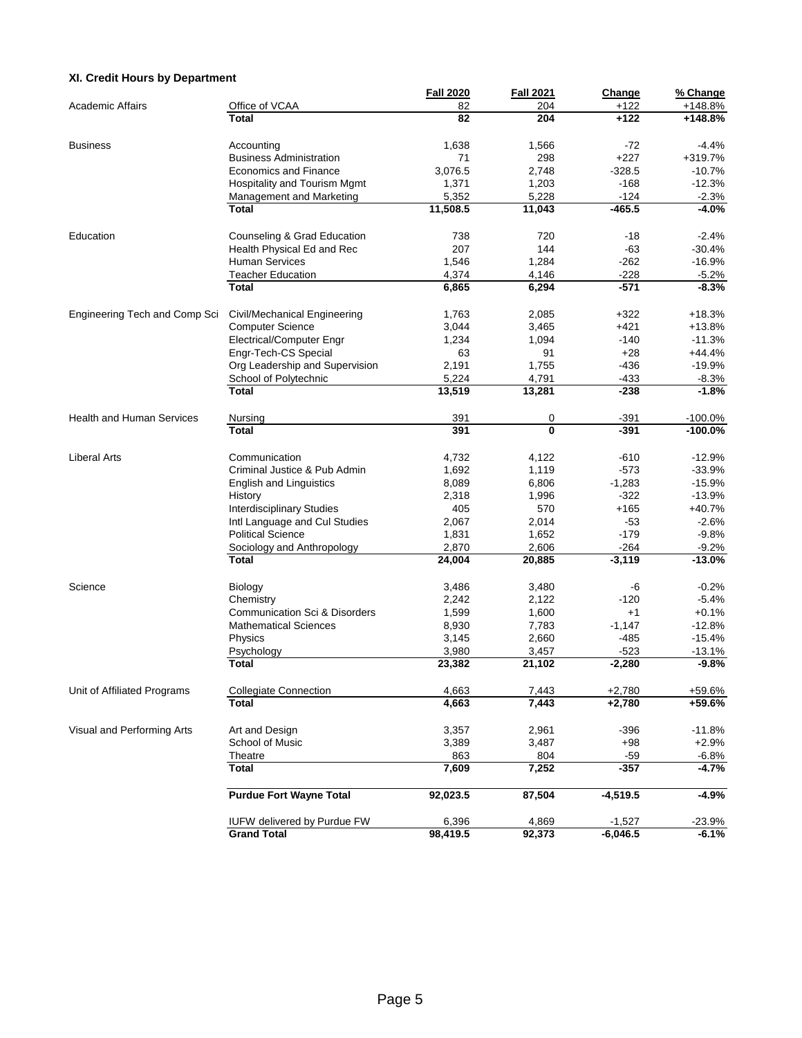### XI. Credit Hours by Department

| | | Fall 2020 | Fall 2021 | Change | % Change |
|---|---|---|---|---|---|
| Academic Affairs | Office of VCAA | 82 | 204 | +122 | +148.8% |
| | **Total** | **82** | **204** | **+122** | **+148.8%** |
| Business | Accounting | 1,638 | 1,566 | -72 | -4.4% |
| | Business Administration | 71 | 298 | +227 | +319.7% |
| | Economics and Finance | 3,076.5 | 2,748 | -328.5 | -10.7% |
| | Hospitality and Tourism Mgmt | 1,371 | 1,203 | -168 | -12.3% |
| | Management and Marketing | 5,352 | 5,228 | -124 | -2.3% |
| | **Total** | **11,508.5** | **11,043** | **-465.5** | **-4.0%** |
| Education | Counseling & Grad Education | 738 | 720 | -18 | -2.4% |
| | Health Physical Ed and Rec | 207 | 144 | -63 | -30.4% |
| | Human Services | 1,546 | 1,284 | -262 | -16.9% |
| | Teacher Education | 4,374 | 4,146 | -228 | -5.2% |
| | **Total** | **6,865** | **6,294** | **-571** | **-8.3%** |
| Engineering Tech and Comp Sci | Civil/Mechanical Engineering | 1,763 | 2,085 | +322 | +18.3% |
| | Computer Science | 3,044 | 3,465 | +421 | +13.8% |
| | Electrical/Computer Engr | 1,234 | 1,094 | -140 | -11.3% |
| | Engr-Tech-CS Special | 63 | 91 | +28 | +44.4% |
| | Org Leadership and Supervision | 2,191 | 1,755 | -436 | -19.9% |
| | School of Polytechnic | 5,224 | 4,791 | -433 | -8.3% |
| | **Total** | **13,519** | **13,281** | **-238** | **-1.8%** |
| Health and Human Services | Nursing | 391 | 0 | -391 | -100.0% |
| | **Total** | **391** | **0** | **-391** | **-100.0%** |
| Liberal Arts | Communication | 4,732 | 4,122 | -610 | -12.9% |
| | Criminal Justice & Pub Admin | 1,692 | 1,119 | -573 | -33.9% |
| | English and Linguistics | 8,089 | 6,806 | -1,283 | -15.9% |
| | History | 2,318 | 1,996 | -322 | -13.9% |
| | Interdisciplinary Studies | 405 | 570 | +165 | +40.7% |
| | Intl Language and Cul Studies | 2,067 | 2,014 | -53 | -2.6% |
| | Political Science | 1,831 | 1,652 | -179 | -9.8% |
| | Sociology and Anthropology | 2,870 | 2,606 | -264 | -9.2% |
| | **Total** | **24,004** | **20,885** | **-3,119** | **-13.0%** |
| Science | Biology | 3,486 | 3,480 | -6 | -0.2% |
| | Chemistry | 2,242 | 2,122 | -120 | -5.4% |
| | Communication Sci & Disorders | 1,599 | 1,600 | +1 | +0.1% |
| | Mathematical Sciences | 8,930 | 7,783 | -1,147 | -12.8% |
| | Physics | 3,145 | 2,660 | -485 | -15.4% |
| | Psychology | 3,980 | 3,457 | -523 | -13.1% |
| | **Total** | **23,382** | **21,102** | **-2,280** | **-9.8%** |
| Unit of Affiliated Programs | Collegiate Connection | 4,663 | 7,443 | +2,780 | +59.6% |
| | **Total** | **4,663** | **7,443** | **+2,780** | **+59.6%** |
| Visual and Performing Arts | Art and Design | 3,357 | 2,961 | -396 | -11.8% |
| | School of Music | 3,389 | 3,487 | +98 | +2.9% |
| | Theatre | 863 | 804 | -59 | -6.8% |
| | **Total** | **7,609** | **7,252** | **-357** | **-4.7%** |
| | **Purdue Fort Wayne Total** | **92,023.5** | **87,504** | **-4,519.5** | **-4.9%** |
| | IUFW delivered by Purdue FW | 6,396 | 4,869 | -1,527 | -23.9% |
| | **Grand Total** | **98,419.5** | **92,373** | **-6,046.5** | **-6.1%** |